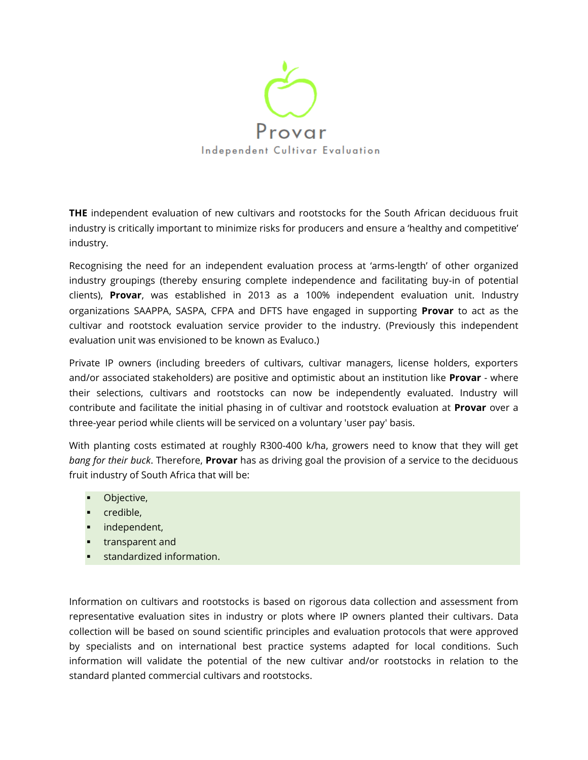# Provar

Independent Cultivar Evaluation

**THE** independent evaluation of new cultivars and rootstocks for the South African deciduous fruit industry is critically important to minimize risks for producers and ensure a 'healthy and competitive' industry.

Recognising the need for an independent evaluation process at 'arms-length' of other organized industry groupings (thereby ensuring complete independence and facilitating buy-in of potential clients), **Provar**, was established in 2013 as a 100% independent evaluation unit. Industry organizations SAAPPA, SASPA, CFPA and DFTS have engaged in supporting **Provar** to act as the cultivar and rootstock evaluation service provider to the industry. (Previously this independent evaluation unit was envisioned to be known as Evaluco.)

Private IP owners (including breeders of cultivars, cultivar managers, license holders, exporters and/or associated stakeholders) are positive and optimistic about an institution like **Provar** - where their selections, cultivars and rootstocks can now be independently evaluated. Industry will contribute and facilitate the initial phasing in of cultivar and rootstock evaluation at **Provar** over a three-year period while clients will be serviced on a voluntary 'user pay' basis.

With planting costs estimated at roughly R300-400 k/ha, growers need to know that they will get *bang for their buck*. Therefore, **Provar** has as driving goal the provision of a service to the deciduous fruit industry of South Africa that will be:

- Objective,
- credible,
- independent,
- transparent and
- standardized information.

Information on cultivars and rootstocks is based on rigorous data collection and assessment from representative evaluation sites in industry or plots where IP owners planted their cultivars. Data collection will be based on sound scientific principles and evaluation protocols that were approved by specialists and on international best practice systems adapted for local conditions. Such information will validate the potential of the new cultivar and/or rootstocks in relation to the standard planted commercial cultivars and rootstocks.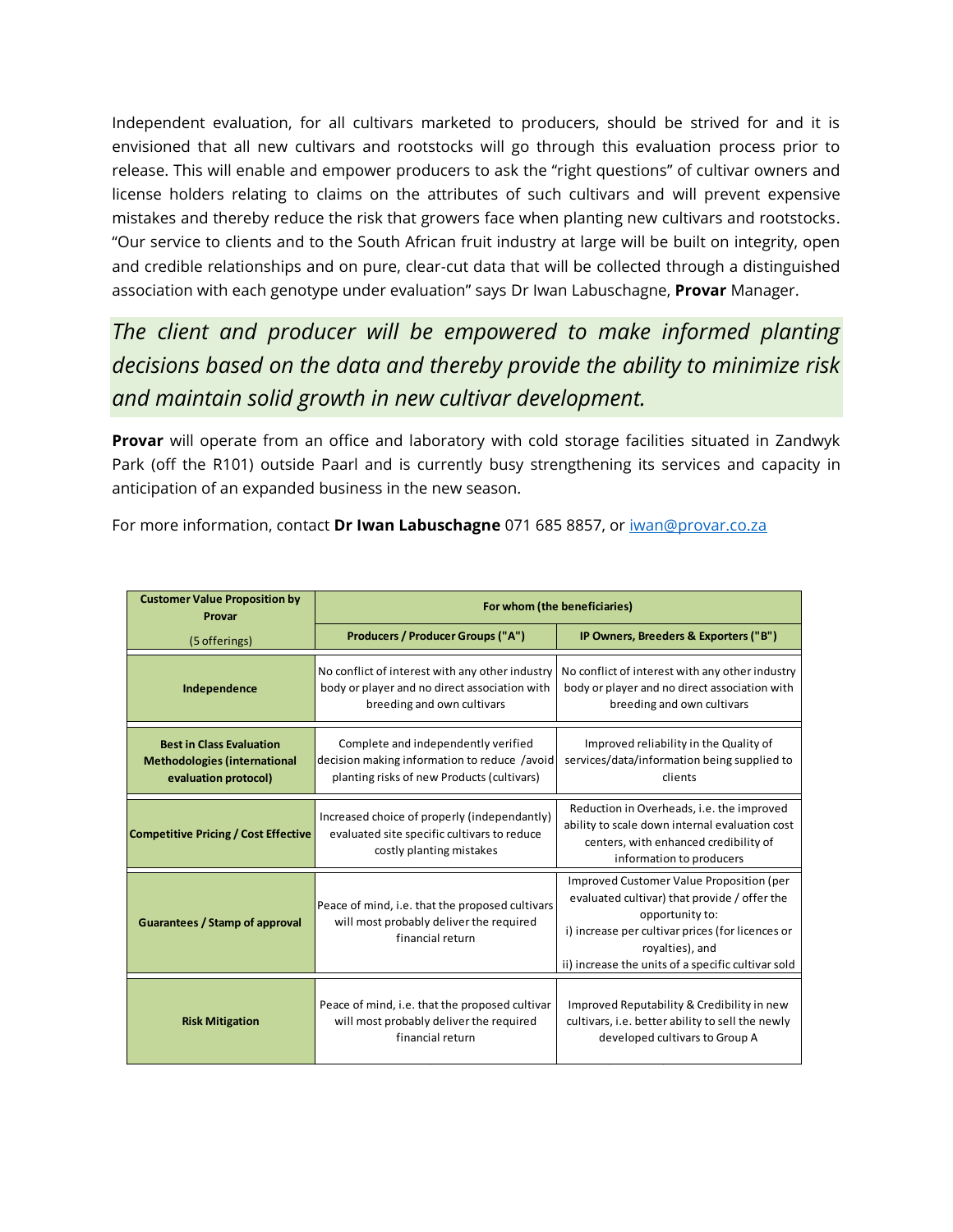Independent evaluation, for all cultivars marketed to producers, should be strived for and it is envisioned that all new cultivars and rootstocks will go through this evaluation process prior to release. This will enable and empower producers to ask the "right questions" of cultivar owners and license holders relating to claims on the attributes of such cultivars and will prevent expensive mistakes and thereby reduce the risk that growers face when planting new cultivars and rootstocks. "Our service to clients and to the South African fruit industry at large will be built on integrity, open and credible relationships and on pure, clear-cut data that will be collected through a distinguished association with each genotype under evaluation" says Dr Iwan Labuschagne, **Provar** Manager.

*The client and producer will be empowered to make informed planting decisions based on the data and thereby provide the ability to minimize risk and maintain solid growth in new cultivar development.*

**Provar** will operate from an office and laboratory with cold storage facilities situated in Zandwyk Park (off the R101) outside Paarl and is currently busy strengthening its services and capacity in anticipation of an expanded business in the new season.

For more information, contact **Dr Iwan Labuschagne** 071 685 8857, or iwan@provar.co.za

| **Customer Value Proposition by Provar** (5 offerings) | **For whom (the beneficiaries)** | |
|---|---|---|
| | **Producers / Producer Groups ("A")** | **IP Owners, Breeders & Exporters ("B")** |
| **Independence** | No conflict of interest with any other industry body or player and no direct association with breeding and own cultivars | No conflict of interest with any other industry body or player and no direct association with breeding and own cultivars |
| **Best in Class Evaluation Methodologies (international evaluation protocol)** | Complete and independently verified decision making information to reduce /avoid planting risks of new Products (cultivars) | Improved reliability in the Quality of services/data/information being supplied to clients |
| **Competitive Pricing / Cost Effective** | Increased choice of properly (independantly) evaluated site specific cultivars to reduce costly planting mistakes | Reduction in Overheads, i.e. the improved ability to scale down internal evaluation cost centers, with enhanced credibility of information to producers |
| **Guarantees / Stamp of approval** | Peace of mind, i.e. that the proposed cultivars will most probably deliver the required financial return | Improved Customer Value Proposition (per evaluated cultivar) that provide / offer the opportunity to: i) increase per cultivar prices (for licences or royalties), and ii) increase the units of a specific cultivar sold |
| **Risk Mitigation** | Peace of mind, i.e. that the proposed cultivar will most probably deliver the required financial return | Improved Reputability & Credibility in new cultivars, i.e. better ability to sell the newly developed cultivars to Group A |